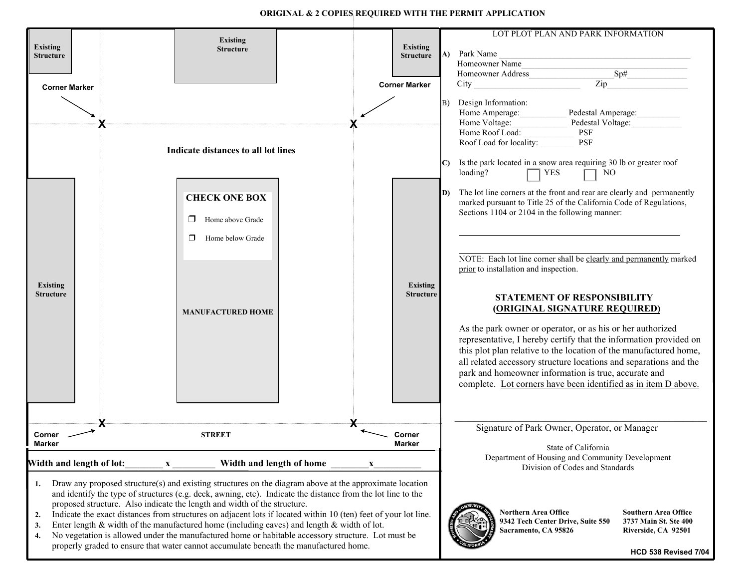**ORIGINAL & 2 COPIES REQUIRED WITH THE PERMIT APPLICATION**

Existing Structure

Existing Structure

Existing Structure

Corner Marker

Corner Marker

X X

**Indicate distances to all lot lines**

Existing Structure

**CHECK ONE BOX**

❒ Home above Grade

❒ Home below Grade

**MANUFACTURED HOME**

Existing Structure

X X

Corner Marker

STREET

Corner Marker

**Width and length of lot:________ x _________ Width and length of home ________x__________**

1. Draw any proposed structure(s) and existing structures on the diagram above at the approximate location and identify the type of structures (e.g. deck, awning, etc). Indicate the distance from the lot line to the proposed structure. Also indicate the length and width of the structure.
2. Indicate the exact distances from structures on adjacent lots if located within 10 (ten) feet of your lot line.
3. Enter length & width of the manufactured home (including eaves) and length & width of lot.
4. No vegetation is allowed under the manufactured home or habitable accessory structure. Lot must be properly graded to ensure that water cannot accumulate beneath the manufactured home.

LOT PLOT PLAN AND PARK INFORMATION

**A)** Park Name ______________________________________________
Homeowner Name_________________________________________
Homeowner Address___________________Sp#_____________
City __________________________ Zip__________________

B) Design Information:
Home Amperage:___________ Pedestal Amperage:__________
Home Voltage:_____________ Pedestal Voltage:___________
Home Roof Load: ____________ PSF
Roof Load for locality: ________ PSF

**C)** Is the park located in a snow area requiring 30 lb or greater roof loading? ☐ YES ☐ NO

**D)** The lot line corners at the front and rear are clearly and permanently marked pursuant to Title 25 of the California Code of Regulations, Sections 1104 or 2104 in the following manner:

_______________________________________________

_______________________________________________

NOTE: Each lot line corner shall be clearly and permanently marked prior to installation and inspection.

## STATEMENT OF RESPONSIBILITY
## (ORIGINAL SIGNATURE REQUIRED)

As the park owner or operator, or as his or her authorized representative, I hereby certify that the information provided on this plot plan relative to the location of the manufactured home, all related accessory structure locations and separations and the park and homeowner information is true, accurate and complete. Lot corners have been identified as in item D above.

_______________________________________________
Signature of Park Owner, Operator, or Manager

State of California
Department of Housing and Community Development
Division of Codes and Standards

**Northern Area Office**
**9342 Tech Center Drive, Suite 550**
**Sacramento, CA 95826**

**Southern Area Office**
**3737 Main St. Ste 400**
**Riverside, CA 92501**

**HCD 538 Revised 7/04**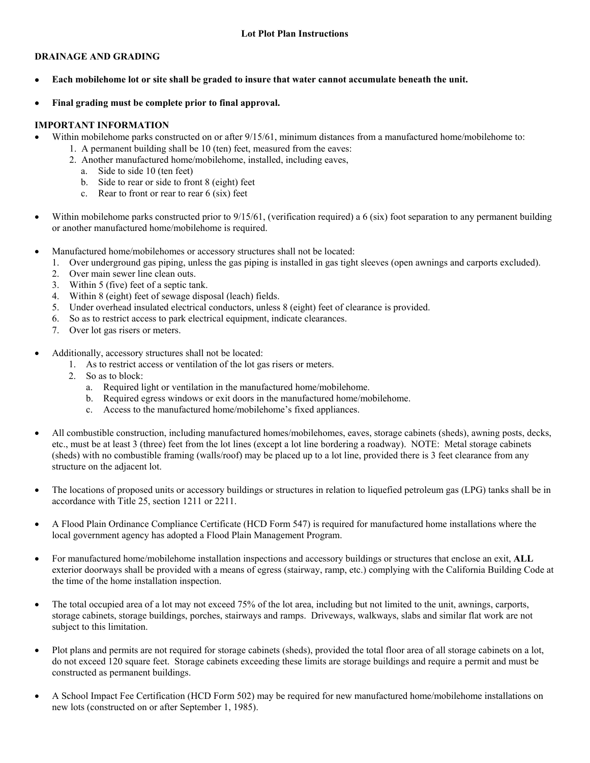# Lot Plot Plan Instructions

## DRAINAGE AND GRADING

- **Each mobilehome lot or site shall be graded to insure that water cannot accumulate beneath the unit.**
- **Final grading must be complete prior to final approval.**

## IMPORTANT INFORMATION

- Within mobilehome parks constructed on or after 9/15/61, minimum distances from a manufactured home/mobilehome to:
  1. A permanent building shall be 10 (ten) feet, measured from the eaves:
  2. Another manufactured home/mobilehome, installed, including eaves,
     a. Side to side 10 (ten feet)
     b. Side to rear or side to front 8 (eight) feet
     c. Rear to front or rear to rear 6 (six) feet

- Within mobilehome parks constructed prior to 9/15/61, (verification required) a 6 (six) foot separation to any permanent building or another manufactured home/mobilehome is required.

- Manufactured home/mobilehomes or accessory structures shall not be located:
  1. Over underground gas piping, unless the gas piping is installed in gas tight sleeves (open awnings and carports excluded).
  2. Over main sewer line clean outs.
  3. Within 5 (five) feet of a septic tank.
  4. Within 8 (eight) feet of sewage disposal (leach) fields.
  5. Under overhead insulated electrical conductors, unless 8 (eight) feet of clearance is provided.
  6. So as to restrict access to park electrical equipment, indicate clearances.
  7. Over lot gas risers or meters.

- Additionally, accessory structures shall not be located:
  1. As to restrict access or ventilation of the lot gas risers or meters.
  2. So as to block:
     a. Required light or ventilation in the manufactured home/mobilehome.
     b. Required egress windows or exit doors in the manufactured home/mobilehome.
     c. Access to the manufactured home/mobilehome's fixed appliances.

- All combustible construction, including manufactured homes/mobilehomes, eaves, storage cabinets (sheds), awning posts, decks, etc., must be at least 3 (three) feet from the lot lines (except a lot line bordering a roadway). NOTE: Metal storage cabinets (sheds) with no combustible framing (walls/roof) may be placed up to a lot line, provided there is 3 feet clearance from any structure on the adjacent lot.

- The locations of proposed units or accessory buildings or structures in relation to liquefied petroleum gas (LPG) tanks shall be in accordance with Title 25, section 1211 or 2211.

- A Flood Plain Ordinance Compliance Certificate (HCD Form 547) is required for manufactured home installations where the local government agency has adopted a Flood Plain Management Program.

- For manufactured home/mobilehome installation inspections and accessory buildings or structures that enclose an exit, **ALL** exterior doorways shall be provided with a means of egress (stairway, ramp, etc.) complying with the California Building Code at the time of the home installation inspection.

- The total occupied area of a lot may not exceed 75% of the lot area, including but not limited to the unit, awnings, carports, storage cabinets, storage buildings, porches, stairways and ramps. Driveways, walkways, slabs and similar flat work are not subject to this limitation.

- Plot plans and permits are not required for storage cabinets (sheds), provided the total floor area of all storage cabinets on a lot, do not exceed 120 square feet. Storage cabinets exceeding these limits are storage buildings and require a permit and must be constructed as permanent buildings.

- A School Impact Fee Certification (HCD Form 502) may be required for new manufactured home/mobilehome installations on new lots (constructed on or after September 1, 1985).